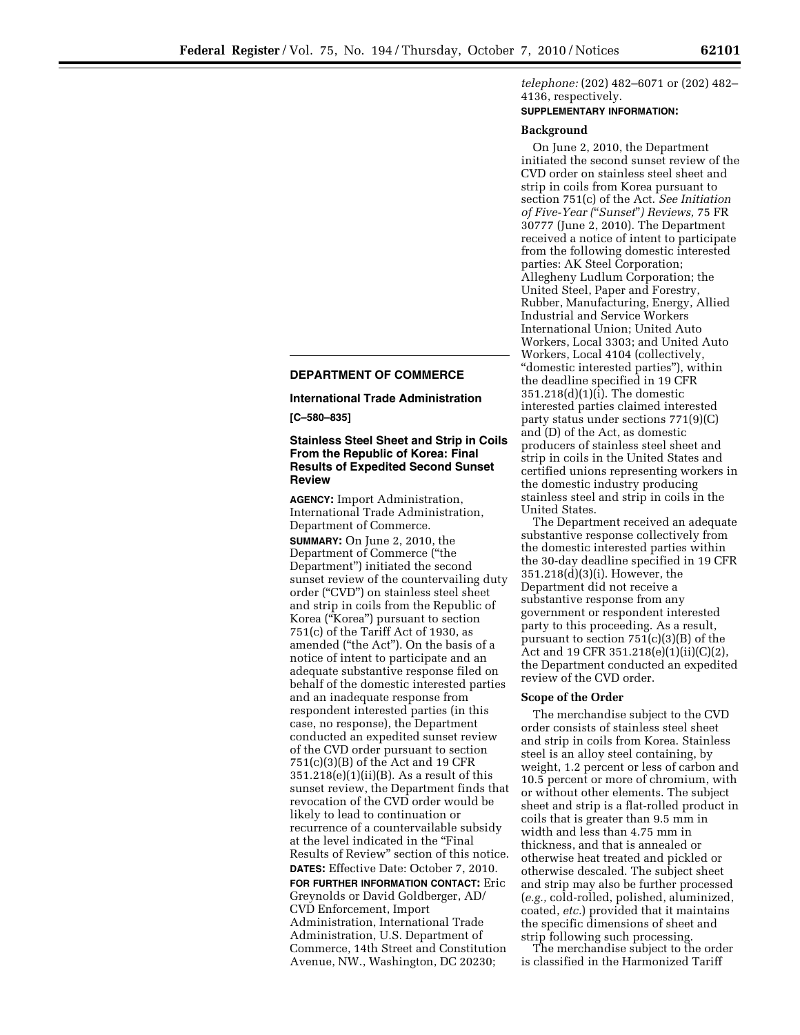## DEPARTMENT OF COMMERCE

### International Trade Administration

**[C–580–835]**

### Stainless Steel Sheet and Strip in Coils From the Republic of Korea: Final Results of Expedited Second Sunset Review

**AGENCY:** Import Administration, International Trade Administration, Department of Commerce.

**SUMMARY:** On June 2, 2010, the Department of Commerce ("the Department") initiated the second sunset review of the countervailing duty order ("CVD") on stainless steel sheet and strip in coils from the Republic of Korea ("Korea") pursuant to section 751(c) of the Tariff Act of 1930, as amended ("the Act"). On the basis of a notice of intent to participate and an adequate substantive response filed on behalf of the domestic interested parties and an inadequate response from respondent interested parties (in this case, no response), the Department conducted an expedited sunset review of the CVD order pursuant to section 751(c)(3)(B) of the Act and 19 CFR 351.218(e)(1)(ii)(B). As a result of this sunset review, the Department finds that revocation of the CVD order would be likely to lead to continuation or recurrence of a countervailable subsidy at the level indicated in the "Final Results of Review" section of this notice.

**DATES:** Effective Date: October 7, 2010.

**FOR FURTHER INFORMATION CONTACT:** Eric Greynolds or David Goldberger, AD/CVD Enforcement, Import Administration, International Trade Administration, U.S. Department of Commerce, 14th Street and Constitution Avenue, NW., Washington, DC 20230; *telephone:* (202) 482–6071 or (202) 482–4136, respectively.

**SUPPLEMENTARY INFORMATION:**

**Background**

On June 2, 2010, the Department initiated the second sunset review of the CVD order on stainless steel sheet and strip in coils from Korea pursuant to section 751(c) of the Act. *See Initiation of Five-Year ("Sunset") Reviews,* 75 FR 30777 (June 2, 2010). The Department received a notice of intent to participate from the following domestic interested parties: AK Steel Corporation; Allegheny Ludlum Corporation; the United Steel, Paper and Forestry, Rubber, Manufacturing, Energy, Allied Industrial and Service Workers International Union; United Auto Workers, Local 3303; and United Auto Workers, Local 4104 (collectively, "domestic interested parties"), within the deadline specified in 19 CFR 351.218(d)(1)(i). The domestic interested parties claimed interested party status under sections 771(9)(C) and (D) of the Act, as domestic producers of stainless steel sheet and strip in coils in the United States and certified unions representing workers in the domestic industry producing stainless steel and strip in coils in the United States.

The Department received an adequate substantive response collectively from the domestic interested parties within the 30-day deadline specified in 19 CFR 351.218(d)(3)(i). However, the Department did not receive a substantive response from any government or respondent interested party to this proceeding. As a result, pursuant to section 751(c)(3)(B) of the Act and 19 CFR 351.218(e)(1)(ii)(C)(2), the Department conducted an expedited review of the CVD order.

**Scope of the Order**

The merchandise subject to the CVD order consists of stainless steel sheet and strip in coils from Korea. Stainless steel is an alloy steel containing, by weight, 1.2 percent or less of carbon and 10.5 percent or more of chromium, with or without other elements. The subject sheet and strip is a flat-rolled product in coils that is greater than 9.5 mm in width and less than 4.75 mm in thickness, and that is annealed or otherwise heat treated and pickled or otherwise descaled. The subject sheet and strip may also be further processed (*e.g.,* cold-rolled, polished, aluminized, coated, *etc.*) provided that it maintains the specific dimensions of sheet and strip following such processing.

The merchandise subject to the order is classified in the Harmonized Tariff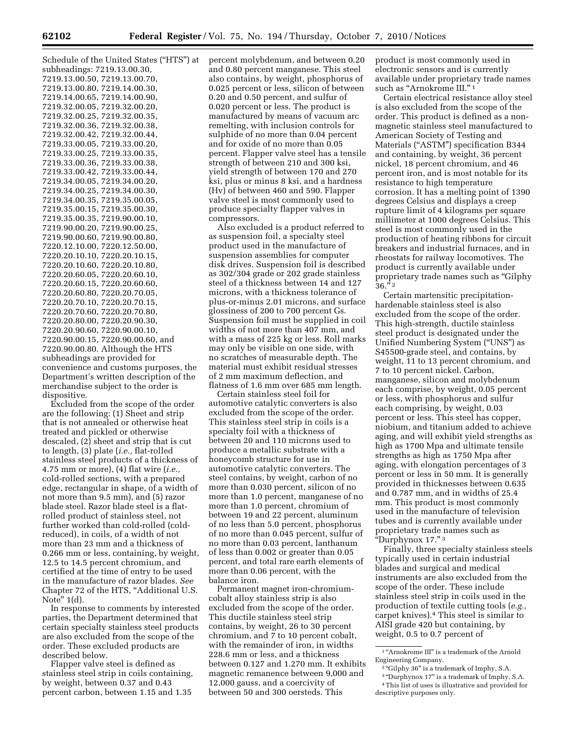Schedule of the United States ("HTS") at subheadings: 7219.13.00.30, 7219.13.00.50, 7219.13.00.70, 7219.13.00.80, 7219.14.00.30, 7219.14.00.65, 7219.14.00.90, 7219.32.00.05, 7219.32.00.20, 7219.32.00.25, 7219.32.00.35, 7219.32.00.36, 7219.32.00.38, 7219.32.00.42, 7219.32.00.44, 7219.33.00.05, 7219.33.00.20, 7219.33.00.25, 7219.33.00.35, 7219.33.00.36, 7219.33.00.38, 7219.33.00.42, 7219.33.00.44, 7219.34.00.05, 7219.34.00.20, 7219.34.00.25, 7219.34.00.30, 7219.34.00.35, 7219.35.00.05, 7219.35.00.15, 7219.35.00.30, 7219.35.00.35, 7219.90.00.10, 7219.90.00.20, 7219.90.00.25, 7219.90.00.60, 7219.90.00.80, 7220.12.10.00, 7220.12.50.00, 7220.20.10.10, 7220.20.10.15, 7220.20.10.60, 7220.20.10.80, 7220.20.60.05, 7220.20.60.10, 7220.20.60.15, 7220.20.60.60, 7220.20.60.80, 7220.20.70.05, 7220.20.70.10, 7220.20.70.15, 7220.20.70.60, 7220.20.70.80, 7220.20.80.00, 7220.20.90.30, 7220.20.90.60, 7220.90.00.10, 7220.90.00.15, 7220.90.00.60, and 7220.90.00.80. Although the HTS subheadings are provided for convenience and customs purposes, the Department's written description of the merchandise subject to the order is dispositive.

Excluded from the scope of the order are the following: (1) Sheet and strip that is not annealed or otherwise heat treated and pickled or otherwise descaled, (2) sheet and strip that is cut to length, (3) plate (*i.e.,* flat-rolled stainless steel products of a thickness of 4.75 mm or more), (4) flat wire (*i.e.,* cold-rolled sections, with a prepared edge, rectangular in shape, of a width of not more than 9.5 mm), and (5) razor blade steel. Razor blade steel is a flat-rolled product of stainless steel, not further worked than cold-rolled (cold-reduced), in coils, of a width of not more than 23 mm and a thickness of 0.266 mm or less, containing, by weight, 12.5 to 14.5 percent chromium, and certified at the time of entry to be used in the manufacture of razor blades. *See* Chapter 72 of the HTS, "Additional U.S. Note" 1(d).

In response to comments by interested parties, the Department determined that certain specialty stainless steel products are also excluded from the scope of the order. These excluded products are described below.

Flapper valve steel is defined as stainless steel strip in coils containing, by weight, between 0.37 and 0.43 percent carbon, between 1.15 and 1.35 percent molybdenum, and between 0.20 and 0.80 percent manganese. This steel also contains, by weight, phosphorus of 0.025 percent or less, silicon of between 0.20 and 0.50 percent, and sulfur of 0.020 percent or less. The product is manufactured by means of vacuum arc remelting, with inclusion controls for sulphide of no more than 0.04 percent and for oxide of no more than 0.05 percent. Flapper valve steel has a tensile strength of between 210 and 300 ksi, yield strength of between 170 and 270 ksi, plus or minus 8 ksi, and a hardness (Hv) of between 460 and 590. Flapper valve steel is most commonly used to produce specialty flapper valves in compressors.

Also excluded is a product referred to as suspension foil, a specialty steel product used in the manufacture of suspension assemblies for computer disk drives. Suspension foil is described as 302/304 grade or 202 grade stainless steel of a thickness between 14 and 127 microns, with a thickness tolerance of plus-or-minus 2.01 microns, and surface glossiness of 200 to 700 percent Gs. Suspension foil must be supplied in coil widths of not more than 407 mm, and with a mass of 225 kg or less. Roll marks may only be visible on one side, with no scratches of measurable depth. The material must exhibit residual stresses of 2 mm maximum deflection, and flatness of 1.6 mm over 685 mm length.

Certain stainless steel foil for automotive catalytic converters is also excluded from the scope of the order. This stainless steel strip in coils is a specialty foil with a thickness of between 20 and 110 microns used to produce a metallic substrate with a honeycomb structure for use in automotive catalytic converters. The steel contains, by weight, carbon of no more than 0.030 percent, silicon of no more than 1.0 percent, manganese of no more than 1.0 percent, chromium of between 19 and 22 percent, aluminum of no less than 5.0 percent, phosphorus of no more than 0.045 percent, sulfur of no more than 0.03 percent, lanthanum of less than 0.002 or greater than 0.05 percent, and total rare earth elements of more than 0.06 percent, with the balance iron.

Permanent magnet iron-chromium-cobalt alloy stainless strip is also excluded from the scope of the order. This ductile stainless steel strip contains, by weight, 26 to 30 percent chromium, and 7 to 10 percent cobalt, with the remainder of iron, in widths 228.6 mm or less, and a thickness between 0.127 and 1.270 mm. It exhibits magnetic remanence between 9,000 and 12,000 gauss, and a coercivity of between 50 and 300 oersteds. This product is most commonly used in electronic sensors and is currently available under proprietary trade names such as "Arnokrome III." [1]

Certain electrical resistance alloy steel is also excluded from the scope of the order. This product is defined as a non-magnetic stainless steel manufactured to American Society of Testing and Materials ("ASTM") specification B344 and containing, by weight, 36 percent nickel, 18 percent chromium, and 46 percent iron, and is most notable for its resistance to high temperature corrosion. It has a melting point of 1390 degrees Celsius and displays a creep rupture limit of 4 kilograms per square millimeter at 1000 degrees Celsius. This steel is most commonly used in the production of heating ribbons for circuit breakers and industrial furnaces, and in rheostats for railway locomotives. The product is currently available under proprietary trade names such as "Gilphy 36." [2]

Certain martensitic precipitation-hardenable stainless steel is also excluded from the scope of the order. This high-strength, ductile stainless steel product is designated under the Unified Numbering System ("UNS") as S45500-grade steel, and contains, by weight, 11 to 13 percent chromium, and 7 to 10 percent nickel. Carbon, manganese, silicon and molybdenum each comprise, by weight, 0.05 percent or less, with phosphorus and sulfur each comprising, by weight, 0.03 percent or less. This steel has copper, niobium, and titanium added to achieve aging, and will exhibit yield strengths as high as 1700 Mpa and ultimate tensile strengths as high as 1750 Mpa after aging, with elongation percentages of 3 percent or less in 50 mm. It is generally provided in thicknesses between 0.635 and 0.787 mm, and in widths of 25.4 mm. This product is most commonly used in the manufacture of television tubes and is currently available under proprietary trade names such as "Durphynox 17." [3]

Finally, three specialty stainless steels typically used in certain industrial blades and surgical and medical instruments are also excluded from the scope of the order. These include stainless steel strip in coils used in the production of textile cutting tools (*e.g.,* carpet knives).[4] This steel is similar to AISI grade 420 but containing, by weight, 0.5 to 0.7 percent of

---

[1] "Arnokrome III" is a trademark of the Arnold Engineering Company.

[2] "Gilphy 36" is a trademark of Imphy, S.A.

[3] "Durphynox 17" is a trademark of Imphy, S.A.

[4] This list of uses is illustrative and provided for descriptive purposes only.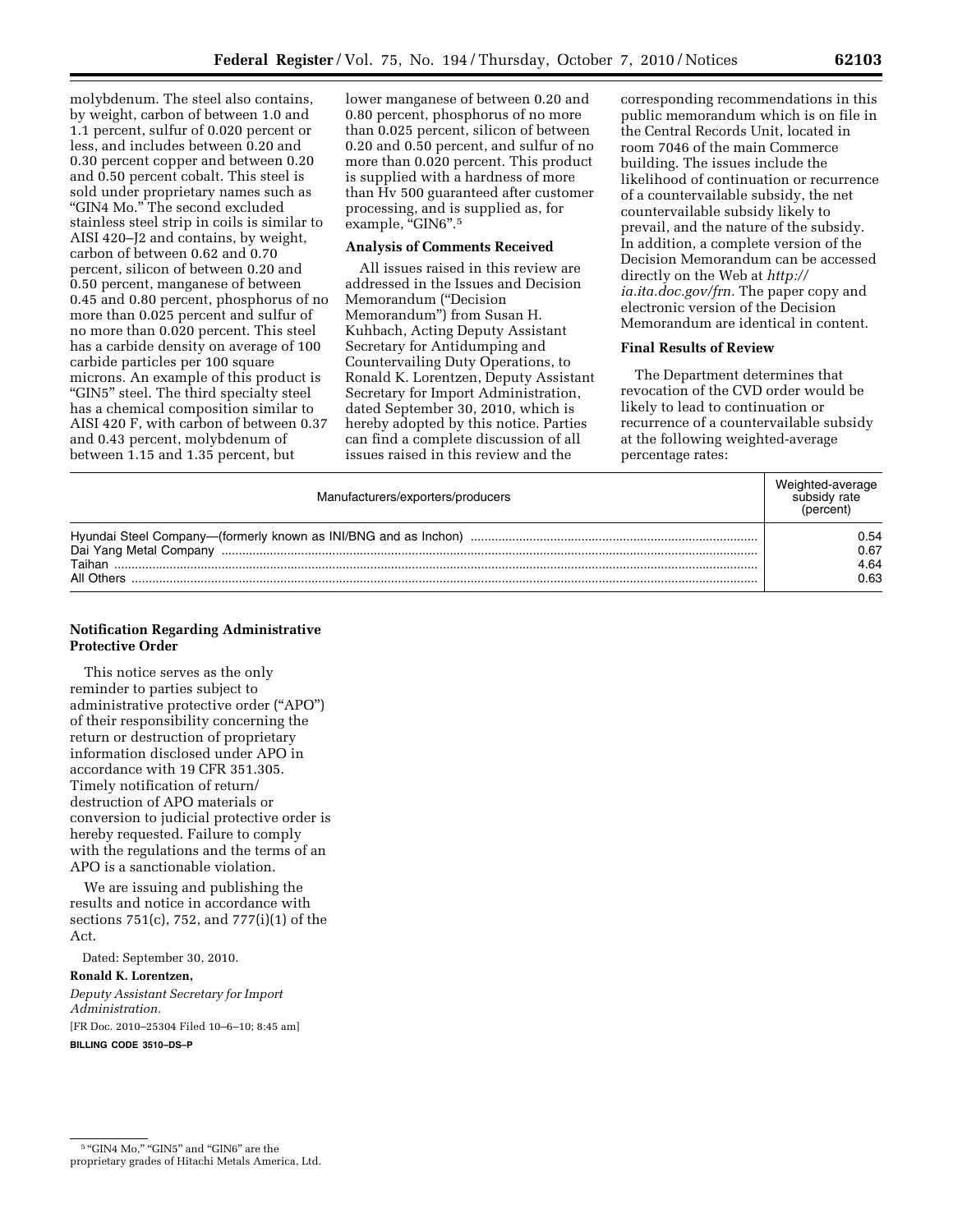molybdenum. The steel also contains, by weight, carbon of between 1.0 and 1.1 percent, sulfur of 0.020 percent or less, and includes between 0.20 and 0.30 percent copper and between 0.20 and 0.50 percent cobalt. This steel is sold under proprietary names such as "GIN4 Mo." The second excluded stainless steel strip in coils is similar to AISI 420–J2 and contains, by weight, carbon of between 0.62 and 0.70 percent, silicon of between 0.20 and 0.50 percent, manganese of between 0.45 and 0.80 percent, phosphorus of no more than 0.025 percent and sulfur of no more than 0.020 percent. This steel has a carbide density on average of 100 carbide particles per 100 square microns. An example of this product is "GIN5" steel. The third specialty steel has a chemical composition similar to AISI 420 F, with carbon of between 0.37 and 0.43 percent, molybdenum of between 1.15 and 1.35 percent, but lower manganese of between 0.20 and 0.80 percent, phosphorus of no more than 0.025 percent, silicon of between 0.20 and 0.50 percent, and sulfur of no more than 0.020 percent. This product is supplied with a hardness of more than Hv 500 guaranteed after customer processing, and is supplied as, for example, "GIN6".[5]

### Analysis of Comments Received

All issues raised in this review are addressed in the Issues and Decision Memorandum ("Decision Memorandum") from Susan H. Kuhbach, Acting Deputy Assistant Secretary for Antidumping and Countervailing Duty Operations, to Ronald K. Lorentzen, Deputy Assistant Secretary for Import Administration, dated September 30, 2010, which is hereby adopted by this notice. Parties can find a complete discussion of all issues raised in this review and the corresponding recommendations in this public memorandum which is on file in the Central Records Unit, located in room 7046 of the main Commerce building. The issues include the likelihood of continuation or recurrence of a countervailable subsidy, the net countervailable subsidy likely to prevail, and the nature of the subsidy. In addition, a complete version of the Decision Memorandum can be accessed directly on the Web at *http://ia.ita.doc.gov/frn.* The paper copy and electronic version of the Decision Memorandum are identical in content.

### Final Results of Review

The Department determines that revocation of the CVD order would be likely to lead to continuation or recurrence of a countervailable subsidy at the following weighted-average percentage rates:

| Manufacturers/exporters/producers | Weighted-average subsidy rate (percent) |
|---|---|
| Hyundai Steel Company—(formerly known as INI/BNG and as Inchon) | 0.54 |
| Dai Yang Metal Company | 0.67 |
| Taihan | 4.64 |
| All Others | 0.63 |

### Notification Regarding Administrative Protective Order

This notice serves as the only reminder to parties subject to administrative protective order ("APO") of their responsibility concerning the return or destruction of proprietary information disclosed under APO in accordance with 19 CFR 351.305. Timely notification of return/destruction of APO materials or conversion to judicial protective order is hereby requested. Failure to comply with the regulations and the terms of an APO is a sanctionable violation.

We are issuing and publishing the results and notice in accordance with sections 751(c), 752, and 777(i)(1) of the Act.

Dated: September 30, 2010.

**Ronald K. Lorentzen,**

*Deputy Assistant Secretary for Import Administration.*

[FR Doc. 2010–25304 Filed 10–6–10; 8:45 am]

**BILLING CODE 3510–DS–P**

[5] "GIN4 Mo," "GIN5" and "GIN6" are the proprietary grades of Hitachi Metals America, Ltd.